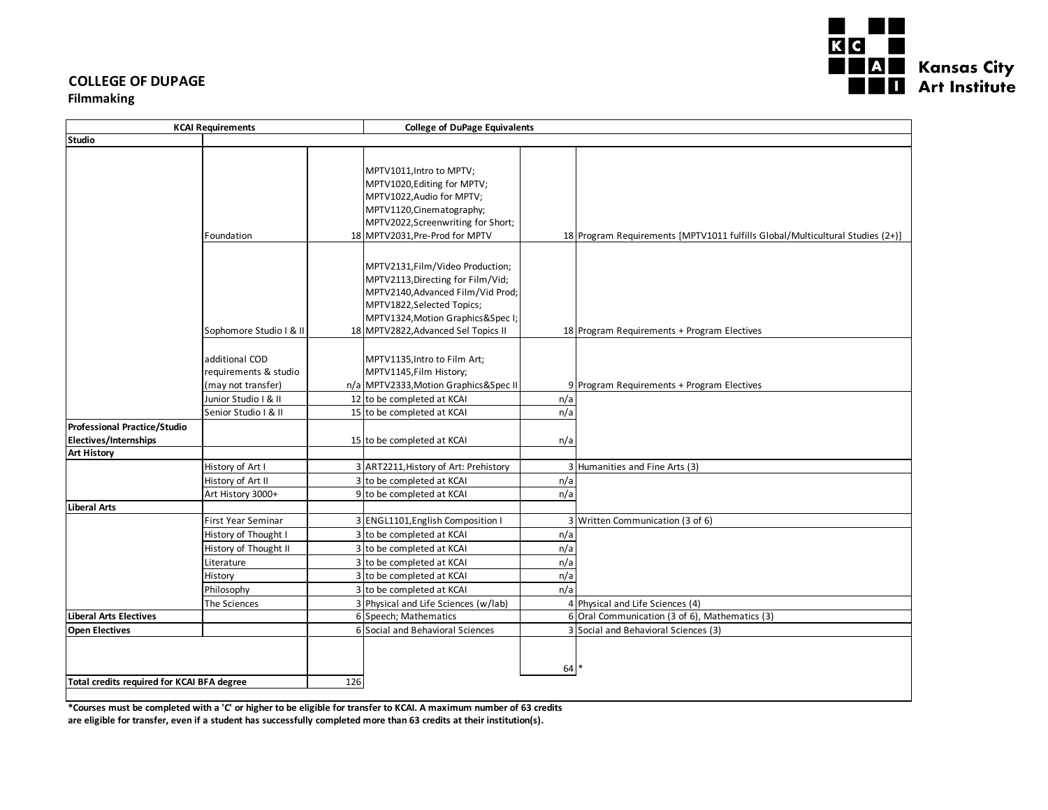## COLLEGE OF DUPAGE
### Filmmaking

Kansas City Art Institute

| KCAI Requirements | | | College of DuPage Equivalents | | |
|---|---|---|---|---|---|
| **Studio** | | | | | |
| | Foundation | 18 | MPTV1011,Intro to MPTV; MPTV1020,Editing for MPTV; MPTV1022,Audio for MPTV; MPTV1120,Cinematography; MPTV2022,Screenwriting for Short; MPTV2031,Pre-Prod for MPTV | 18 | Program Requirements [MPTV1011 fulfills Global/Multicultural Studies (2+)] |
| | Sophomore Studio I & II | 18 | MPTV2131,Film/Video Production; MPTV2113,Directing for Film/Vid; MPTV2140,Advanced Film/Vid Prod; MPTV1822,Selected Topics; MPTV1324,Motion Graphics&Spec I; MPTV2822,Advanced Sel Topics II | 18 | Program Requirements + Program Electives |
| | additional COD requirements & studio (may not transfer) | n/a | MPTV1135,Intro to Film Art; MPTV1145,Film History; MPTV2333,Motion Graphics&Spec II | 9 | Program Requirements + Program Electives |
| | Junior Studio I & II | 12 | to be completed at KCAI | n/a | |
| | Senior Studio I & II | 15 | to be completed at KCAI | n/a | |
| **Professional Practice/Studio Electives/Internships** | | 15 | to be completed at KCAI | n/a | |
| **Art History** | | | | | |
| | History of Art I | 3 | ART2211,History of Art: Prehistory | 3 | Humanities and Fine Arts (3) |
| | History of Art II | 3 | to be completed at KCAI | n/a | |
| | Art History 3000+ | 9 | to be completed at KCAI | n/a | |
| **Liberal Arts** | | | | | |
| | First Year Seminar | 3 | ENGL1101,English Composition I | 3 | Written Communication (3 of 6) |
| | History of Thought I | 3 | to be completed at KCAI | n/a | |
| | History of Thought II | 3 | to be completed at KCAI | n/a | |
| | Literature | 3 | to be completed at KCAI | n/a | |
| | History | 3 | to be completed at KCAI | n/a | |
| | Philosophy | 3 | to be completed at KCAI | n/a | |
| | The Sciences | 3 | Physical and Life Sciences (w/lab) | 4 | Physical and Life Sciences (4) |
| **Liberal Arts Electives** | | 6 | Speech; Mathematics | 6 | Oral Communication (3 of 6), Mathematics (3) |
| **Open Electives** | | 6 | Social and Behavioral Sciences | 3 | Social and Behavioral Sciences (3) |
| | | | | 64 | * |
| **Total credits required for KCAI BFA degree** | | 126 | | | |

**\*Courses must be completed with a 'C' or higher to be eligible for transfer to KCAI. A maximum number of 63 credits are eligible for transfer, even if a student has successfully completed more than 63 credits at their institution(s).**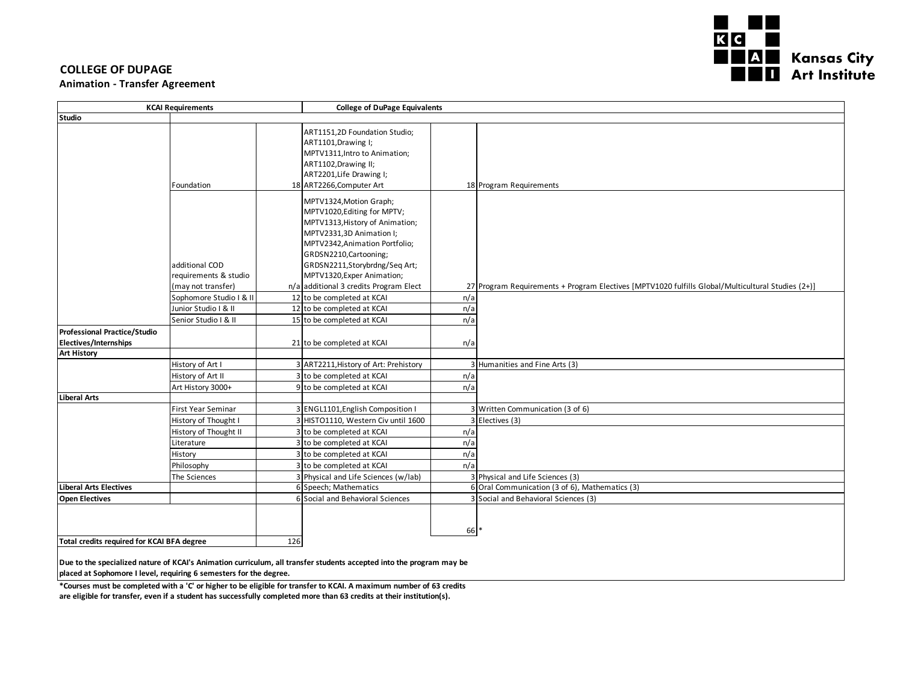**COLLEGE OF DUPAGE**
**Animation - Transfer Agreement**

Kansas City Art Institute

| KCAI Requirements | | | College of DuPage Equivalents | | |
|---|---|---|---|---|---|
| **Studio** | | | | | |
| | Foundation | 18 | ART1151,2D Foundation Studio; ART1101,Drawing I; MPTV1311,Intro to Animation; ART1102,Drawing II; ART2201,Life Drawing I; ART2266,Computer Art | 18 | Program Requirements |
| | additional COD requirements & studio (may not transfer) | n/a | MPTV1324,Motion Graph; MPTV1020,Editing for MPTV; MPTV1313,History of Animation; MPTV2331,3D Animation I; MPTV2342,Animation Portfolio; GRDSN2210,Cartooning; GRDSN2211,Storybrdng/Seq Art; MPTV1320,Exper Animation; additional 3 credits Program Elect | 27 | Program Requirements + Program Electives [MPTV1020 fulfills Global/Multicultural Studies (2+)] |
| | Sophomore Studio I & II | 12 | to be completed at KCAI | n/a | |
| | Junior Studio I & II | 12 | to be completed at KCAI | n/a | |
| | Senior Studio I & II | 15 | to be completed at KCAI | n/a | |
| **Professional Practice/Studio Electives/Internships** | | 21 | to be completed at KCAI | n/a | |
| **Art History** | | | | | |
| | History of Art I | 3 | ART2211,History of Art: Prehistory | 3 | Humanities and Fine Arts (3) |
| | History of Art II | 3 | to be completed at KCAI | n/a | |
| | Art History 3000+ | 9 | to be completed at KCAI | n/a | |
| **Liberal Arts** | | | | | |
| | First Year Seminar | 3 | ENGL1101,English Composition I | 3 | Written Communication (3 of 6) |
| | History of Thought I | 3 | HISTO1110, Western Civ until 1600 | 3 | Electives (3) |
| | History of Thought II | 3 | to be completed at KCAI | n/a | |
| | Literature | 3 | to be completed at KCAI | n/a | |
| | History | 3 | to be completed at KCAI | n/a | |
| | Philosophy | 3 | to be completed at KCAI | n/a | |
| | The Sciences | 3 | Physical and Life Sciences (w/lab) | 3 | Physical and Life Sciences (3) |
| **Liberal Arts Electives** | | 6 | Speech; Mathematics | 6 | Oral Communication (3 of 6), Mathematics (3) |
| **Open Electives** | | 6 | Social and Behavioral Sciences | 3 | Social and Behavioral Sciences (3) |
| | | | | 66 | * |
| **Total credits required for KCAI BFA degree** | | 126 | | | |

**Due to the specialized nature of KCAI's Animation curriculum, all transfer students accepted into the program may be placed at Sophomore I level, requiring 6 semesters for the degree.**

***Courses must be completed with a 'C' or higher to be eligible for transfer to KCAI. A maximum number of 63 credits are eligible for transfer, even if a student has successfully completed more than 63 credits at their institution(s).**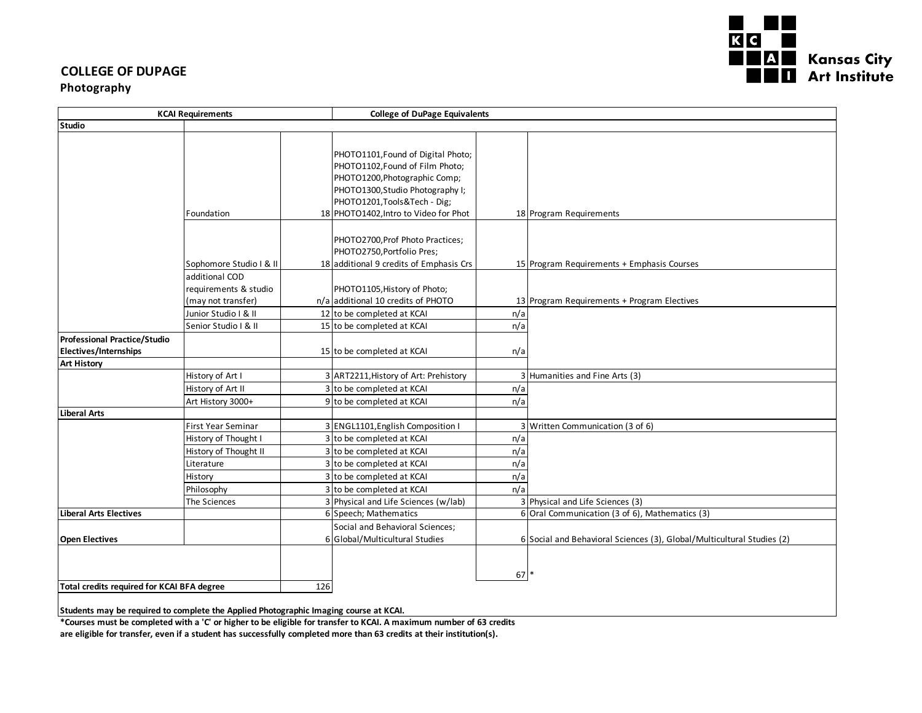## COLLEGE OF DUPAGE

### Photography

Kansas City Art Institute

| KCAI Requirements | | | College of DuPage Equivalents | | |
|---|---|---|---|---|---|
| **Studio** | | | | | |
| | Foundation | 18 | PHOTO1101,Found of Digital Photo; PHOTO1102,Found of Film Photo; PHOTO1200,Photographic Comp; PHOTO1300,Studio Photography I; PHOTO1201,Tools&Tech - Dig; PHOTO1402,Intro to Video for Phot | 18 | Program Requirements |
| | Sophomore Studio I & II | 18 | PHOTO2700,Prof Photo Practices; PHOTO2750,Portfolio Pres; additional 9 credits of Emphasis Crs | 15 | Program Requirements + Emphasis Courses |
| | additional COD requirements & studio (may not transfer) | n/a | PHOTO1105,History of Photo; additional 10 credits of PHOTO | 13 | Program Requirements + Program Electives |
| | Junior Studio I & II | 12 | to be completed at KCAI | n/a | |
| | Senior Studio I & II | 15 | to be completed at KCAI | n/a | |
| **Professional Practice/Studio Electives/Internships** | | 15 | to be completed at KCAI | n/a | |
| **Art History** | | | | | |
| | History of Art I | 3 | ART2211,History of Art: Prehistory | 3 | Humanities and Fine Arts (3) |
| | History of Art II | 3 | to be completed at KCAI | n/a | |
| | Art History 3000+ | 9 | to be completed at KCAI | n/a | |
| **Liberal Arts** | | | | | |
| | First Year Seminar | 3 | ENGL1101,English Composition I | 3 | Written Communication (3 of 6) |
| | History of Thought I | 3 | to be completed at KCAI | n/a | |
| | History of Thought II | 3 | to be completed at KCAI | n/a | |
| | Literature | 3 | to be completed at KCAI | n/a | |
| | History | 3 | to be completed at KCAI | n/a | |
| | Philosophy | 3 | to be completed at KCAI | n/a | |
| | The Sciences | 3 | Physical and Life Sciences (w/lab) | 3 | Physical and Life Sciences (3) |
| **Liberal Arts Electives** | | 6 | Speech; Mathematics | 6 | Oral Communication (3 of 6), Mathematics (3) |
| **Open Electives** | | 6 | Social and Behavioral Sciences; Global/Multicultural Studies | 6 | Social and Behavioral Sciences (3), Global/Multicultural Studies (2) |
| | | | | 67 | * |
| **Total credits required for KCAI BFA degree** | | 126 | | | |

**Students may be required to complete the Applied Photographic Imaging course at KCAI.**

***Courses must be completed with a 'C' or higher to be eligible for transfer to KCAI. A maximum number of 63 credits are eligible for transfer, even if a student has successfully completed more than 63 credits at their institution(s).**